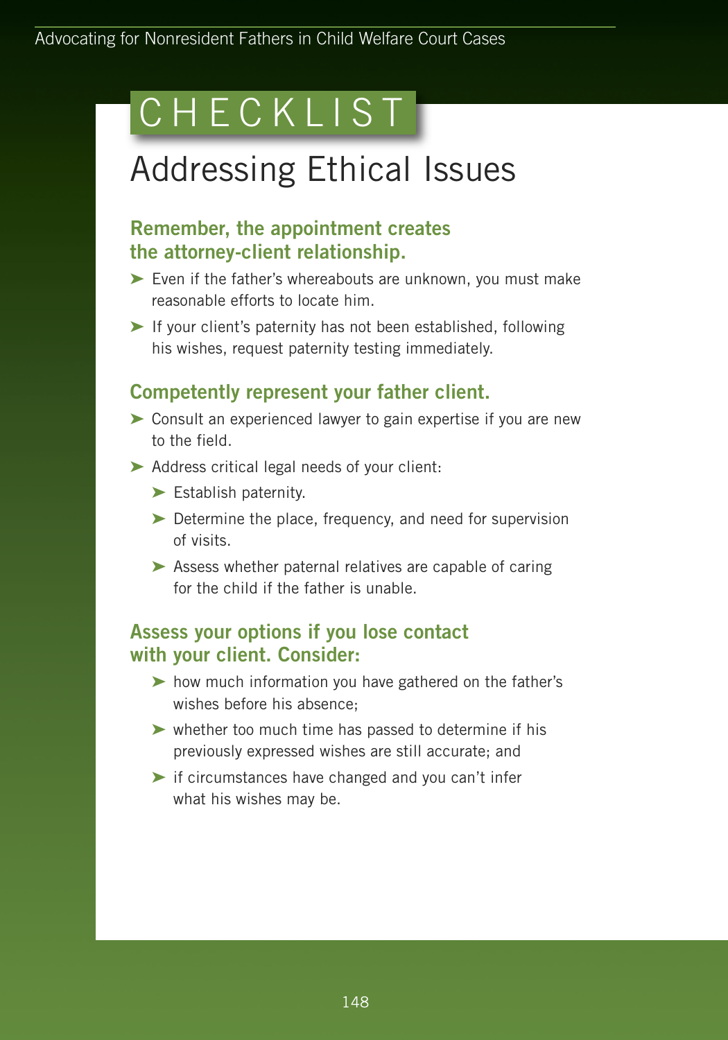# CHECKLIST

## Addressing Ethical Issues

### Remember, the appointment creates the attorney-client relationship.

- Even if the father's whereabouts are unknown, you must make reasonable efforts to locate him.
- If your client's paternity has not been established, following his wishes, request paternity testing immediately.

### Competently represent your father client.

- Consult an experienced lawyer to gain expertise if you are new to the field.
- Address critical legal needs of your client:
  - Establish paternity.
  - Determine the place, frequency, and need for supervision of visits.
  - Assess whether paternal relatives are capable of caring for the child if the father is unable.

### Assess your options if you lose contact with your client. Consider:

- how much information you have gathered on the father's wishes before his absence;
- whether too much time has passed to determine if his previously expressed wishes are still accurate; and
- if circumstances have changed and you can't infer what his wishes may be.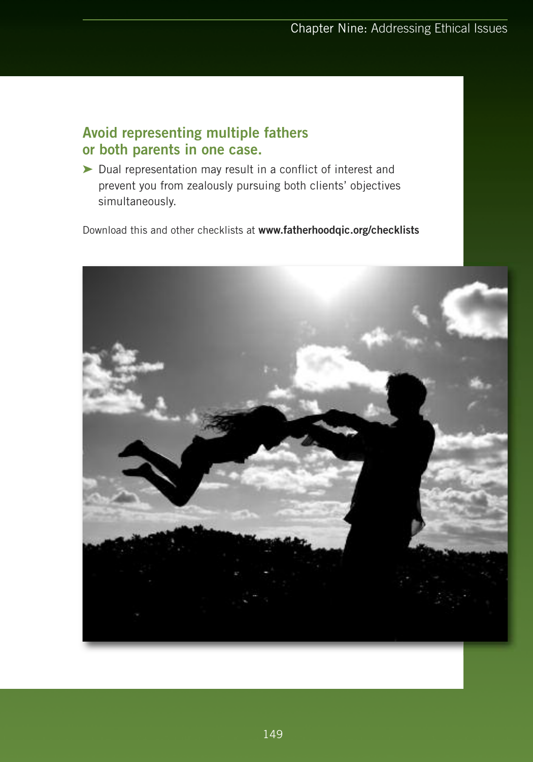### Avoid representing multiple fathers or both parents in one case.

- Dual representation may result in a conflict of interest and prevent you from zealously pursuing both clients' objectives simultaneously.

Download this and other checklists at **www.fatherhoodqic.org/checklists**